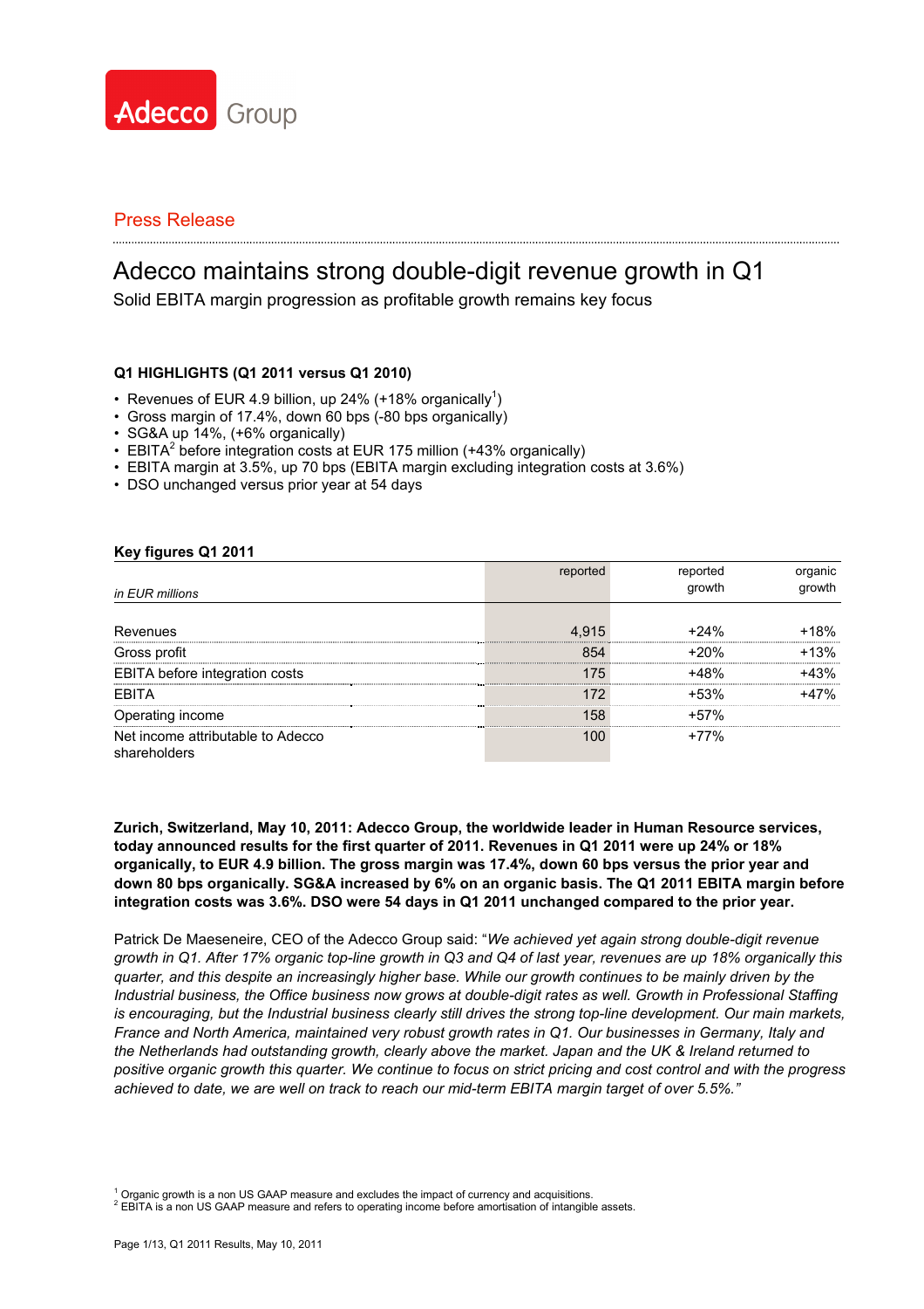Adecco Group

Press Release

# Adecco maintains strong double-digit revenue growth in Q1

Solid EBITA margin progression as profitable growth remains key focus

**Q1 HIGHLIGHTS (Q1 2011 versus Q1 2010)**

- Revenues of EUR 4.9 billion, up 24% (+18% organically[1])
- Gross margin of 17.4%, down 60 bps (-80 bps organically)
- SG&A up 14%, (+6% organically)
- EBITA[2] before integration costs at EUR 175 million (+43% organically)
- EBITA margin at 3.5%, up 70 bps (EBITA margin excluding integration costs at 3.6%)
- DSO unchanged versus prior year at 54 days

**Key figures Q1 2011**

| *in EUR millions* | reported | reported growth | organic growth |
|---|---|---|---|
| Revenues | 4,915 | +24% | +18% |
| Gross profit | 854 | +20% | +13% |
| EBITA before integration costs | 175 | +48% | +43% |
| EBITA | 172 | +53% | +47% |
| Operating income | 158 | +57% | |
| Net income attributable to Adecco shareholders | 100 | +77% | |

**Zurich, Switzerland, May 10, 2011: Adecco Group, the worldwide leader in Human Resource services, today announced results for the first quarter of 2011. Revenues in Q1 2011 were up 24% or 18% organically, to EUR 4.9 billion. The gross margin was 17.4%, down 60 bps versus the prior year and down 80 bps organically. SG&A increased by 6% on an organic basis. The Q1 2011 EBITA margin before integration costs was 3.6%. DSO were 54 days in Q1 2011 unchanged compared to the prior year.**

Patrick De Maeseneire, CEO of the Adecco Group said: "*We achieved yet again strong double-digit revenue growth in Q1. After 17% organic top-line growth in Q3 and Q4 of last year, revenues are up 18% organically this quarter, and this despite an increasingly higher base. While our growth continues to be mainly driven by the Industrial business, the Office business now grows at double-digit rates as well. Growth in Professional Staffing is encouraging, but the Industrial business clearly still drives the strong top-line development. Our main markets, France and North America, maintained very robust growth rates in Q1. Our businesses in Germany, Italy and the Netherlands had outstanding growth, clearly above the market. Japan and the UK & Ireland returned to positive organic growth this quarter. We continue to focus on strict pricing and cost control and with the progress achieved to date, we are well on track to reach our mid-term EBITA margin target of over 5.5%.*"

[1] Organic growth is a non US GAAP measure and excludes the impact of currency and acquisitions.
[2] EBITA is a non US GAAP measure and refers to operating income before amortisation of intangible assets.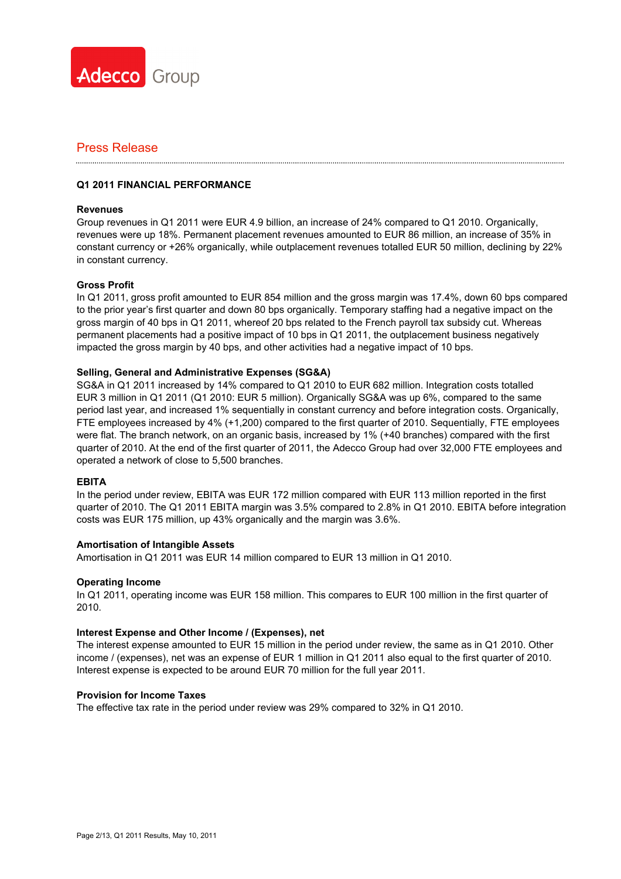Press Release

## Q1 2011 FINANCIAL PERFORMANCE

### Revenues

Group revenues in Q1 2011 were EUR 4.9 billion, an increase of 24% compared to Q1 2010. Organically, revenues were up 18%. Permanent placement revenues amounted to EUR 86 million, an increase of 35% in constant currency or +26% organically, while outplacement revenues totalled EUR 50 million, declining by 22% in constant currency.

### Gross Profit

In Q1 2011, gross profit amounted to EUR 854 million and the gross margin was 17.4%, down 60 bps compared to the prior year's first quarter and down 80 bps organically. Temporary staffing had a negative impact on the gross margin of 40 bps in Q1 2011, whereof 20 bps related to the French payroll tax subsidy cut. Whereas permanent placements had a positive impact of 10 bps in Q1 2011, the outplacement business negatively impacted the gross margin by 40 bps, and other activities had a negative impact of 10 bps.

### Selling, General and Administrative Expenses (SG&A)

SG&A in Q1 2011 increased by 14% compared to Q1 2010 to EUR 682 million. Integration costs totalled EUR 3 million in Q1 2011 (Q1 2010: EUR 5 million). Organically SG&A was up 6%, compared to the same period last year, and increased 1% sequentially in constant currency and before integration costs. Organically, FTE employees increased by 4% (+1,200) compared to the first quarter of 2010. Sequentially, FTE employees were flat. The branch network, on an organic basis, increased by 1% (+40 branches) compared with the first quarter of 2010. At the end of the first quarter of 2011, the Adecco Group had over 32,000 FTE employees and operated a network of close to 5,500 branches.

### EBITA

In the period under review, EBITA was EUR 172 million compared with EUR 113 million reported in the first quarter of 2010. The Q1 2011 EBITA margin was 3.5% compared to 2.8% in Q1 2010. EBITA before integration costs was EUR 175 million, up 43% organically and the margin was 3.6%.

### Amortisation of Intangible Assets

Amortisation in Q1 2011 was EUR 14 million compared to EUR 13 million in Q1 2010.

### Operating Income

In Q1 2011, operating income was EUR 158 million. This compares to EUR 100 million in the first quarter of 2010.

### Interest Expense and Other Income / (Expenses), net

The interest expense amounted to EUR 15 million in the period under review, the same as in Q1 2010. Other income / (expenses), net was an expense of EUR 1 million in Q1 2011 also equal to the first quarter of 2010. Interest expense is expected to be around EUR 70 million for the full year 2011.

### Provision for Income Taxes

The effective tax rate in the period under review was 29% compared to 32% in Q1 2010.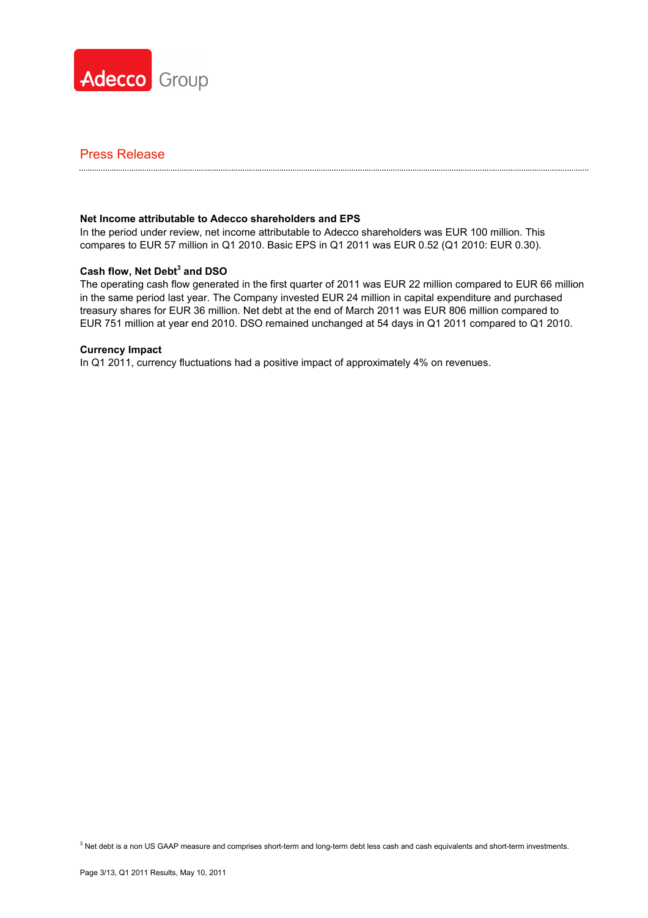## Press Release

**Net Income attributable to Adecco shareholders and EPS**

In the period under review, net income attributable to Adecco shareholders was EUR 100 million. This compares to EUR 57 million in Q1 2010. Basic EPS in Q1 2011 was EUR 0.52 (Q1 2010: EUR 0.30).

**Cash flow, Net Debt[3] and DSO**

The operating cash flow generated in the first quarter of 2011 was EUR 22 million compared to EUR 66 million in the same period last year. The Company invested EUR 24 million in capital expenditure and purchased treasury shares for EUR 36 million. Net debt at the end of March 2011 was EUR 806 million compared to EUR 751 million at year end 2010. DSO remained unchanged at 54 days in Q1 2011 compared to Q1 2010.

**Currency Impact**

In Q1 2011, currency fluctuations had a positive impact of approximately 4% on revenues.

[3] Net debt is a non US GAAP measure and comprises short-term and long-term debt less cash and cash equivalents and short-term investments.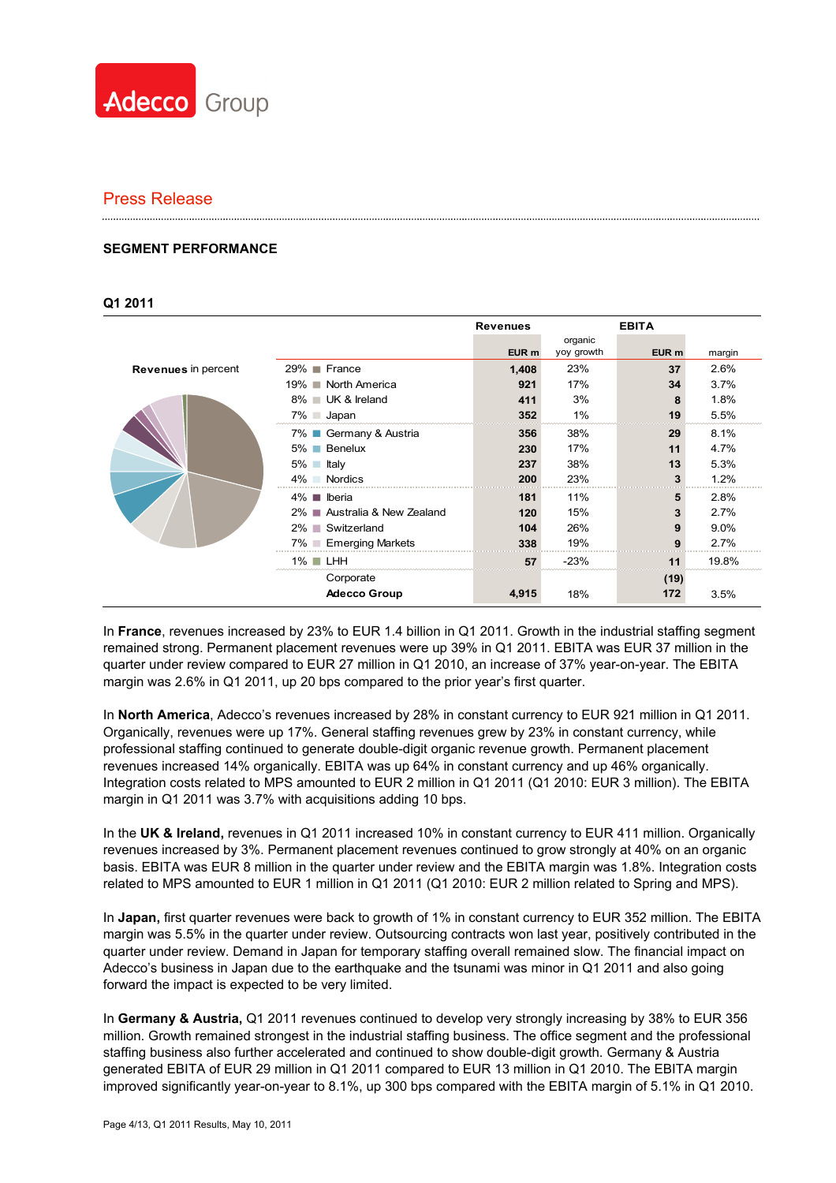Press Release

## SEGMENT PERFORMANCE

### Q1 2011

Revenues in percent

| % | Segment | Revenues EUR m | Revenues organic yoy growth | EBITA EUR m | EBITA margin |
|---|---|---|---|---|---|
| 29% | France | 1,408 | 23% | 37 | 2.6% |
| 19% | North America | 921 | 17% | 34 | 3.7% |
| 8% | UK & Ireland | 411 | 3% | 8 | 1.8% |
| 7% | Japan | 352 | 1% | 19 | 5.5% |
| 7% | Germany & Austria | 356 | 38% | 29 | 8.1% |
| 5% | Benelux | 230 | 17% | 11 | 4.7% |
| 5% | Italy | 237 | 38% | 13 | 5.3% |
| 4% | Nordics | 200 | 23% | 3 | 1.2% |
| 4% | Iberia | 181 | 11% | 5 | 2.8% |
| 2% | Australia & New Zealand | 120 | 15% | 3 | 2.7% |
| 2% | Switzerland | 104 | 26% | 9 | 9.0% |
| 7% | Emerging Markets | 338 | 19% | 9 | 2.7% |
| 1% | LHH | 57 | -23% | 11 | 19.8% |
| | Corporate | | | (19) | |
| | **Adecco Group** | 4,915 | 18% | 172 | 3.5% |

In **France**, revenues increased by 23% to EUR 1.4 billion in Q1 2011. Growth in the industrial staffing segment remained strong. Permanent placement revenues were up 39% in Q1 2011. EBITA was EUR 37 million in the quarter under review compared to EUR 27 million in Q1 2010, an increase of 37% year-on-year. The EBITA margin was 2.6% in Q1 2011, up 20 bps compared to the prior year's first quarter.

In **North America**, Adecco's revenues increased by 28% in constant currency to EUR 921 million in Q1 2011. Organically, revenues were up 17%. General staffing revenues grew by 23% in constant currency, while professional staffing continued to generate double-digit organic revenue growth. Permanent placement revenues increased 14% organically. EBITA was up 64% in constant currency and up 46% organically. Integration costs related to MPS amounted to EUR 2 million in Q1 2011 (Q1 2010: EUR 3 million). The EBITA margin in Q1 2011 was 3.7% with acquisitions adding 10 bps.

In the **UK & Ireland,** revenues in Q1 2011 increased 10% in constant currency to EUR 411 million. Organically revenues increased by 3%. Permanent placement revenues continued to grow strongly at 40% on an organic basis. EBITA was EUR 8 million in the quarter under review and the EBITA margin was 1.8%. Integration costs related to MPS amounted to EUR 1 million in Q1 2011 (Q1 2010: EUR 2 million related to Spring and MPS).

In **Japan,** first quarter revenues were back to growth of 1% in constant currency to EUR 352 million. The EBITA margin was 5.5% in the quarter under review. Outsourcing contracts won last year, positively contributed in the quarter under review. Demand in Japan for temporary staffing overall remained slow. The financial impact on Adecco's business in Japan due to the earthquake and the tsunami was minor in Q1 2011 and also going forward the impact is expected to be very limited.

In **Germany & Austria,** Q1 2011 revenues continued to develop very strongly increasing by 38% to EUR 356 million. Growth remained strongest in the industrial staffing business. The office segment and the professional staffing business also further accelerated and continued to show double-digit growth. Germany & Austria generated EBITA of EUR 29 million in Q1 2011 compared to EUR 13 million in Q1 2010. The EBITA margin improved significantly year-on-year to 8.1%, up 300 bps compared with the EBITA margin of 5.1% in Q1 2010.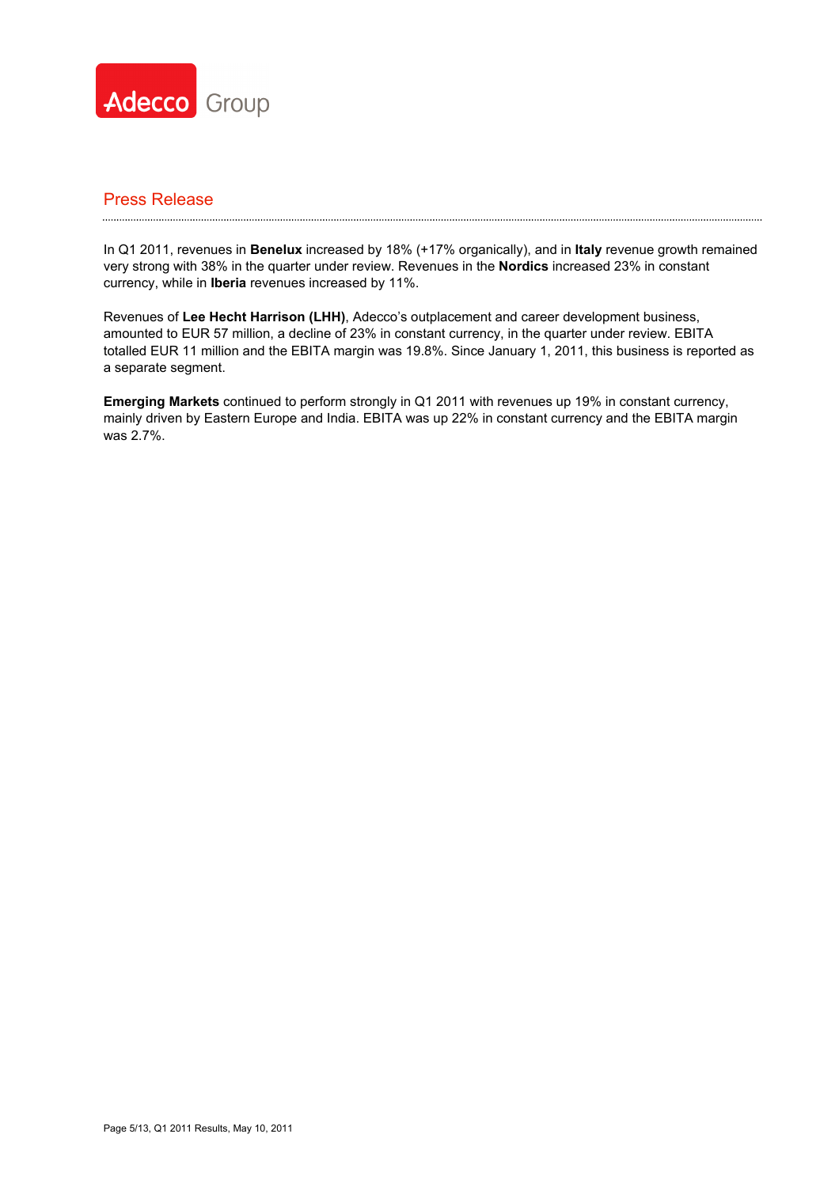## Press Release

In Q1 2011, revenues in **Benelux** increased by 18% (+17% organically), and in **Italy** revenue growth remained very strong with 38% in the quarter under review. Revenues in the **Nordics** increased 23% in constant currency, while in **Iberia** revenues increased by 11%.

Revenues of **Lee Hecht Harrison (LHH)**, Adecco's outplacement and career development business, amounted to EUR 57 million, a decline of 23% in constant currency, in the quarter under review. EBITA totalled EUR 11 million and the EBITA margin was 19.8%. Since January 1, 2011, this business is reported as a separate segment.

**Emerging Markets** continued to perform strongly in Q1 2011 with revenues up 19% in constant currency, mainly driven by Eastern Europe and India. EBITA was up 22% in constant currency and the EBITA margin was 2.7%.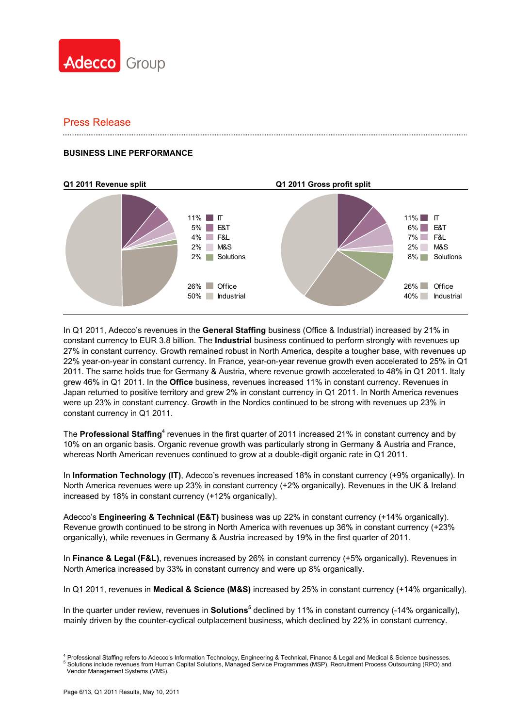## BUSINESS LINE PERFORMANCE

**Q1 2011 Revenue split**

| Share | Business line |
|---|---|
| 11% | IT |
| 5% | E&T |
| 4% | F&L |
| 2% | M&S |
| 2% | Solutions |
| 26% | Office |
| 50% | Industrial |

**Q1 2011 Gross profit split**

| Share | Business line |
|---|---|
| 11% | IT |
| 6% | E&T |
| 7% | F&L |
| 2% | M&S |
| 8% | Solutions |
| 26% | Office |
| 40% | Industrial |

In Q1 2011, Adecco's revenues in the **General Staffing** business (Office & Industrial) increased by 21% in constant currency to EUR 3.8 billion. The **Industrial** business continued to perform strongly with revenues up 27% in constant currency. Growth remained robust in North America, despite a tougher base, with revenues up 22% year-on-year in constant currency. In France, year-on-year revenue growth even accelerated to 25% in Q1 2011. The same holds true for Germany & Austria, where revenue growth accelerated to 48% in Q1 2011. Italy grew 46% in Q1 2011. In the **Office** business, revenues increased 11% in constant currency. Revenues in Japan returned to positive territory and grew 2% in constant currency in Q1 2011. In North America revenues were up 23% in constant currency. Growth in the Nordics continued to be strong with revenues up 23% in constant currency in Q1 2011.

The **Professional Staffing**[4] revenues in the first quarter of 2011 increased 21% in constant currency and by 10% on an organic basis. Organic revenue growth was particularly strong in Germany & Austria and France, whereas North American revenues continued to grow at a double-digit organic rate in Q1 2011.

In **Information Technology (IT)**, Adecco's revenues increased 18% in constant currency (+9% organically). In North America revenues were up 23% in constant currency (+2% organically). Revenues in the UK & Ireland increased by 18% in constant currency (+12% organically).

Adecco's **Engineering & Technical (E&T)** business was up 22% in constant currency (+14% organically). Revenue growth continued to be strong in North America with revenues up 36% in constant currency (+23% organically), while revenues in Germany & Austria increased by 19% in the first quarter of 2011.

In **Finance & Legal (F&L)**, revenues increased by 26% in constant currency (+5% organically). Revenues in North America increased by 33% in constant currency and were up 8% organically.

In Q1 2011, revenues in **Medical & Science (M&S)** increased by 25% in constant currency (+14% organically).

In the quarter under review, revenues in **Solutions**[5] declined by 11% in constant currency (-14% organically), mainly driven by the counter-cyclical outplacement business, which declined by 22% in constant currency.

[4] Professional Staffing refers to Adecco's Information Technology, Engineering & Technical, Finance & Legal and Medical & Science businesses.
[5] Solutions include revenues from Human Capital Solutions, Managed Service Programmes (MSP), Recruitment Process Outsourcing (RPO) and Vendor Management Systems (VMS).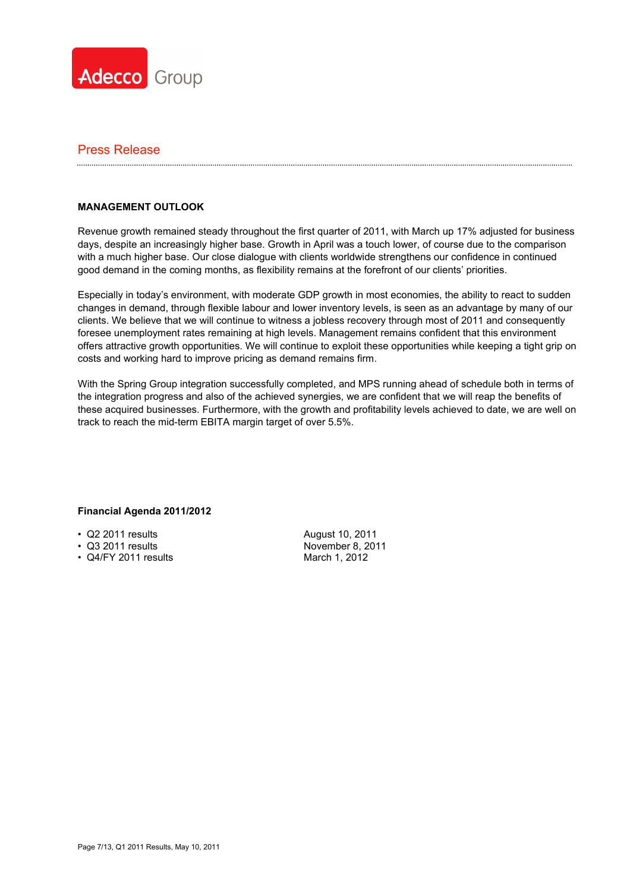Adecco Group

Press Release

**MANAGEMENT OUTLOOK**

Revenue growth remained steady throughout the first quarter of 2011, with March up 17% adjusted for business days, despite an increasingly higher base. Growth in April was a touch lower, of course due to the comparison with a much higher base. Our close dialogue with clients worldwide strengthens our confidence in continued good demand in the coming months, as flexibility remains at the forefront of our clients' priorities.

Especially in today's environment, with moderate GDP growth in most economies, the ability to react to sudden changes in demand, through flexible labour and lower inventory levels, is seen as an advantage by many of our clients. We believe that we will continue to witness a jobless recovery through most of 2011 and consequently foresee unemployment rates remaining at high levels. Management remains confident that this environment offers attractive growth opportunities. We will continue to exploit these opportunities while keeping a tight grip on costs and working hard to improve pricing as demand remains firm.

With the Spring Group integration successfully completed, and MPS running ahead of schedule both in terms of the integration progress and also of the achieved synergies, we are confident that we will reap the benefits of these acquired businesses. Furthermore, with the growth and profitability levels achieved to date, we are well on track to reach the mid-term EBITA margin target of over 5.5%.

**Financial Agenda 2011/2012**

| | |
|---|---|
| • Q2 2011 results | August 10, 2011 |
| • Q3 2011 results | November 8, 2011 |
| • Q4/FY 2011 results | March 1, 2012 |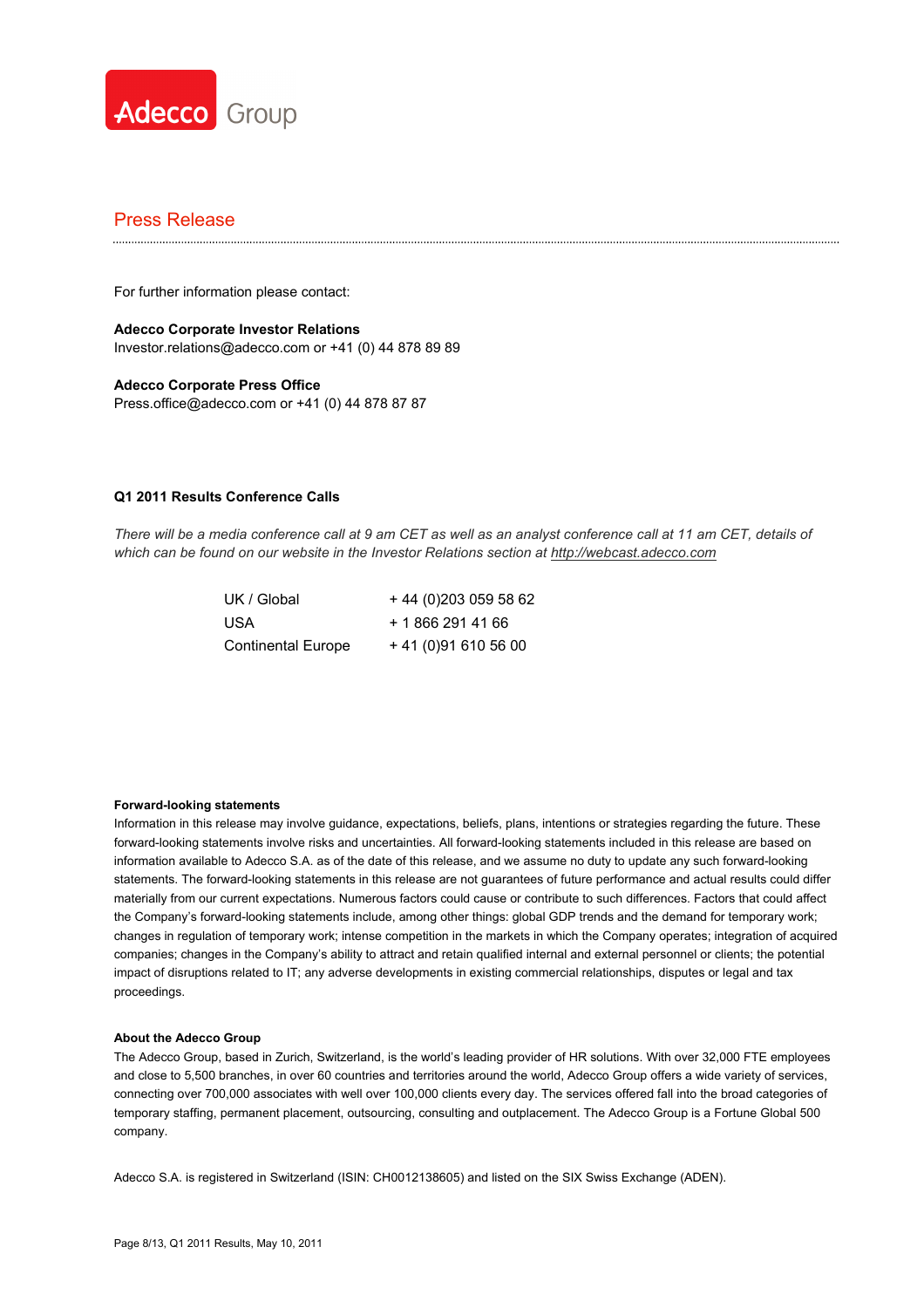# Press Release

For further information please contact:

**Adecco Corporate Investor Relations**
Investor.relations@adecco.com or +41 (0) 44 878 89 89

**Adecco Corporate Press Office**
Press.office@adecco.com or +41 (0) 44 878 87 87

**Q1 2011 Results Conference Calls**

*There will be a media conference call at 9 am CET as well as an analyst conference call at 11 am CET, details of which can be found on our website in the Investor Relations section at http://webcast.adecco.com*

| | |
|---|---|
| UK / Global | + 44 (0)203 059 58 62 |
| USA | + 1 866 291 41 66 |
| Continental Europe | + 41 (0)91 610 56 00 |

**Forward-looking statements**

Information in this release may involve guidance, expectations, beliefs, plans, intentions or strategies regarding the future. These forward-looking statements involve risks and uncertainties. All forward-looking statements included in this release are based on information available to Adecco S.A. as of the date of this release, and we assume no duty to update any such forward-looking statements. The forward-looking statements in this release are not guarantees of future performance and actual results could differ materially from our current expectations. Numerous factors could cause or contribute to such differences. Factors that could affect the Company's forward-looking statements include, among other things: global GDP trends and the demand for temporary work; changes in regulation of temporary work; intense competition in the markets in which the Company operates; integration of acquired companies; changes in the Company's ability to attract and retain qualified internal and external personnel or clients; the potential impact of disruptions related to IT; any adverse developments in existing commercial relationships, disputes or legal and tax proceedings.

**About the Adecco Group**

The Adecco Group, based in Zurich, Switzerland, is the world's leading provider of HR solutions. With over 32,000 FTE employees and close to 5,500 branches, in over 60 countries and territories around the world, Adecco Group offers a wide variety of services, connecting over 700,000 associates with well over 100,000 clients every day. The services offered fall into the broad categories of temporary staffing, permanent placement, outsourcing, consulting and outplacement. The Adecco Group is a Fortune Global 500 company.

Adecco S.A. is registered in Switzerland (ISIN: CH0012138605) and listed on the SIX Swiss Exchange (ADEN).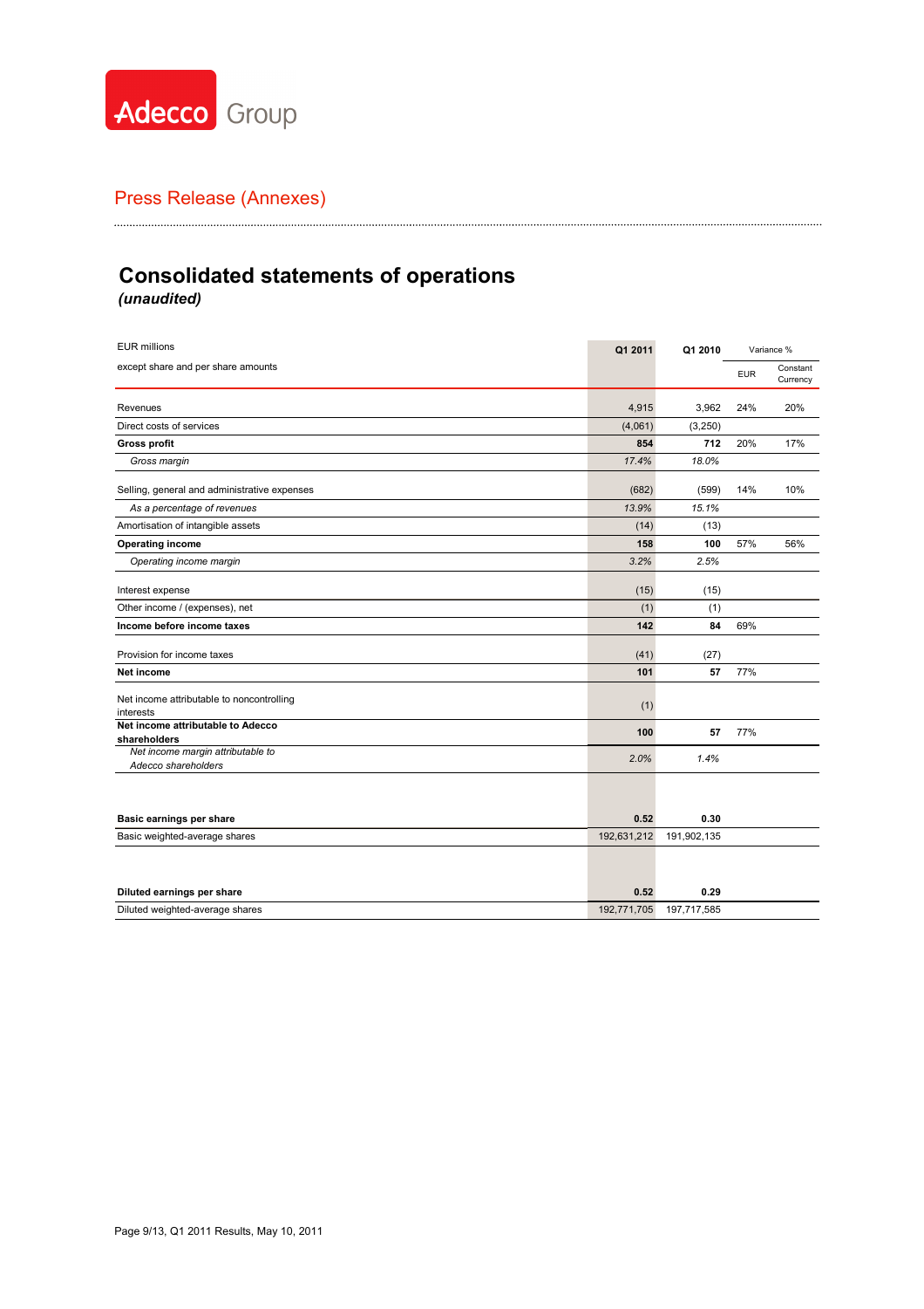Press Release (Annexes)

# Consolidated statements of operations

*(unaudited)*

| EUR millions<br>except share and per share amounts | Q1 2011 | Q1 2010 | Variance % | |
|---|---|---|---|---|
| | | | EUR | Constant Currency |
| Revenues | 4,915 | 3,962 | 24% | 20% |
| Direct costs of services | (4,061) | (3,250) | | |
| **Gross profit** | **854** | **712** | 20% | 17% |
| *Gross margin* | *17.4%* | *18.0%* | | |
| Selling, general and administrative expenses | (682) | (599) | 14% | 10% |
| *As a percentage of revenues* | *13.9%* | *15.1%* | | |
| Amortisation of intangible assets | (14) | (13) | | |
| **Operating income** | **158** | **100** | 57% | 56% |
| *Operating income margin* | *3.2%* | *2.5%* | | |
| Interest expense | (15) | (15) | | |
| Other income / (expenses), net | (1) | (1) | | |
| **Income before income taxes** | **142** | **84** | 69% | |
| Provision for income taxes | (41) | (27) | | |
| **Net income** | **101** | **57** | 77% | |
| Net income attributable to noncontrolling interests | (1) | | | |
| **Net income attributable to Adecco shareholders** | **100** | **57** | 77% | |
| *Net income margin attributable to Adecco shareholders* | *2.0%* | *1.4%* | | |
| **Basic earnings per share** | **0.52** | **0.30** | | |
| Basic weighted-average shares | 192,631,212 | 191,902,135 | | |
| **Diluted earnings per share** | **0.52** | **0.29** | | |
| Diluted weighted-average shares | 192,771,705 | 197,717,585 | | |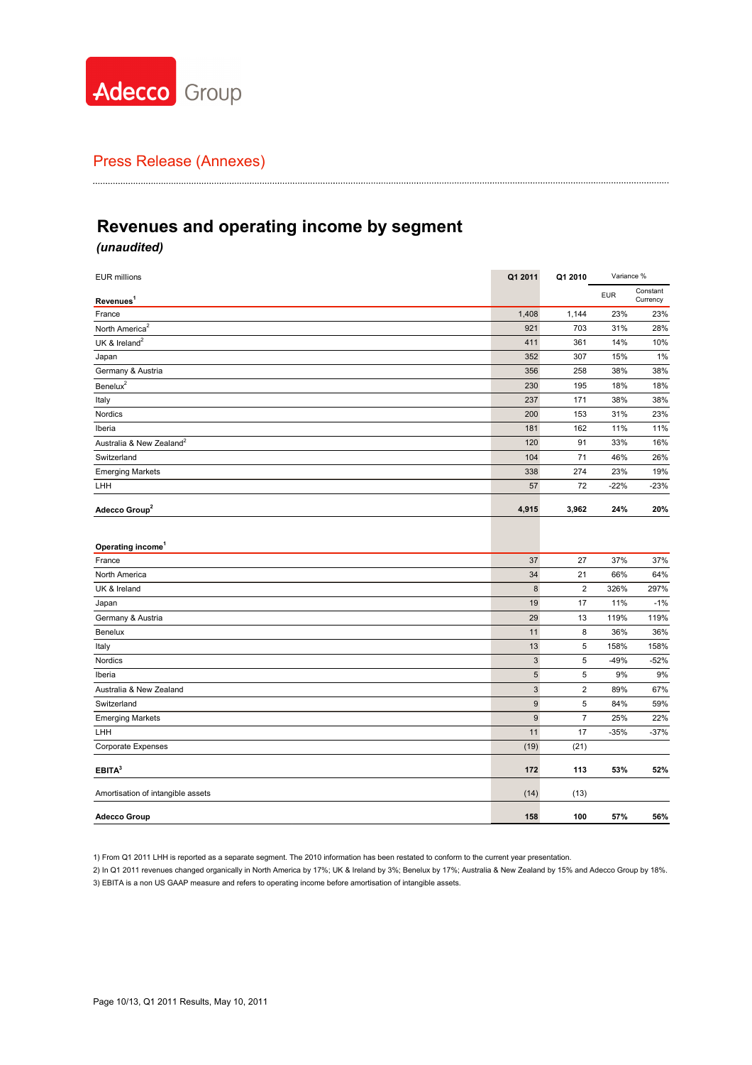Press Release (Annexes)

# Revenues and operating income by segment

***(unaudited)***

| EUR millions | Q1 2011 | Q1 2010 | Variance % | |
|---|---|---|---|---|
| | | | EUR | Constant Currency |
| **Revenues**[1] | | | | |
| France | 1,408 | 1,144 | 23% | 23% |
| North America[2] | 921 | 703 | 31% | 28% |
| UK & Ireland[2] | 411 | 361 | 14% | 10% |
| Japan | 352 | 307 | 15% | 1% |
| Germany & Austria | 356 | 258 | 38% | 38% |
| Benelux[2] | 230 | 195 | 18% | 18% |
| Italy | 237 | 171 | 38% | 38% |
| Nordics | 200 | 153 | 31% | 23% |
| Iberia | 181 | 162 | 11% | 11% |
| Australia & New Zealand[2] | 120 | 91 | 33% | 16% |
| Switzerland | 104 | 71 | 46% | 26% |
| Emerging Markets | 338 | 274 | 23% | 19% |
| LHH | 57 | 72 | -22% | -23% |
| **Adecco Group**[2] | **4,915** | **3,962** | **24%** | **20%** |
| | | | | |
| **Operating income**[1] | | | | |
| France | 37 | 27 | 37% | 37% |
| North America | 34 | 21 | 66% | 64% |
| UK & Ireland | 8 | 2 | 326% | 297% |
| Japan | 19 | 17 | 11% | -1% |
| Germany & Austria | 29 | 13 | 119% | 119% |
| Benelux | 11 | 8 | 36% | 36% |
| Italy | 13 | 5 | 158% | 158% |
| Nordics | 3 | 5 | -49% | -52% |
| Iberia | 5 | 5 | 9% | 9% |
| Australia & New Zealand | 3 | 2 | 89% | 67% |
| Switzerland | 9 | 5 | 84% | 59% |
| Emerging Markets | 9 | 7 | 25% | 22% |
| LHH | 11 | 17 | -35% | -37% |
| Corporate Expenses | (19) | (21) | | |
| **EBITA**[3] | **172** | **113** | **53%** | **52%** |
| Amortisation of intangible assets | (14) | (13) | | |
| **Adecco Group** | **158** | **100** | **57%** | **56%** |

1) From Q1 2011 LHH is reported as a separate segment. The 2010 information has been restated to conform to the current year presentation.

2) In Q1 2011 revenues changed organically in North America by 17%; UK & Ireland by 3%; Benelux by 17%; Australia & New Zealand by 15% and Adecco Group by 18%.

3) EBITA is a non US GAAP measure and refers to operating income before amortisation of intangible assets.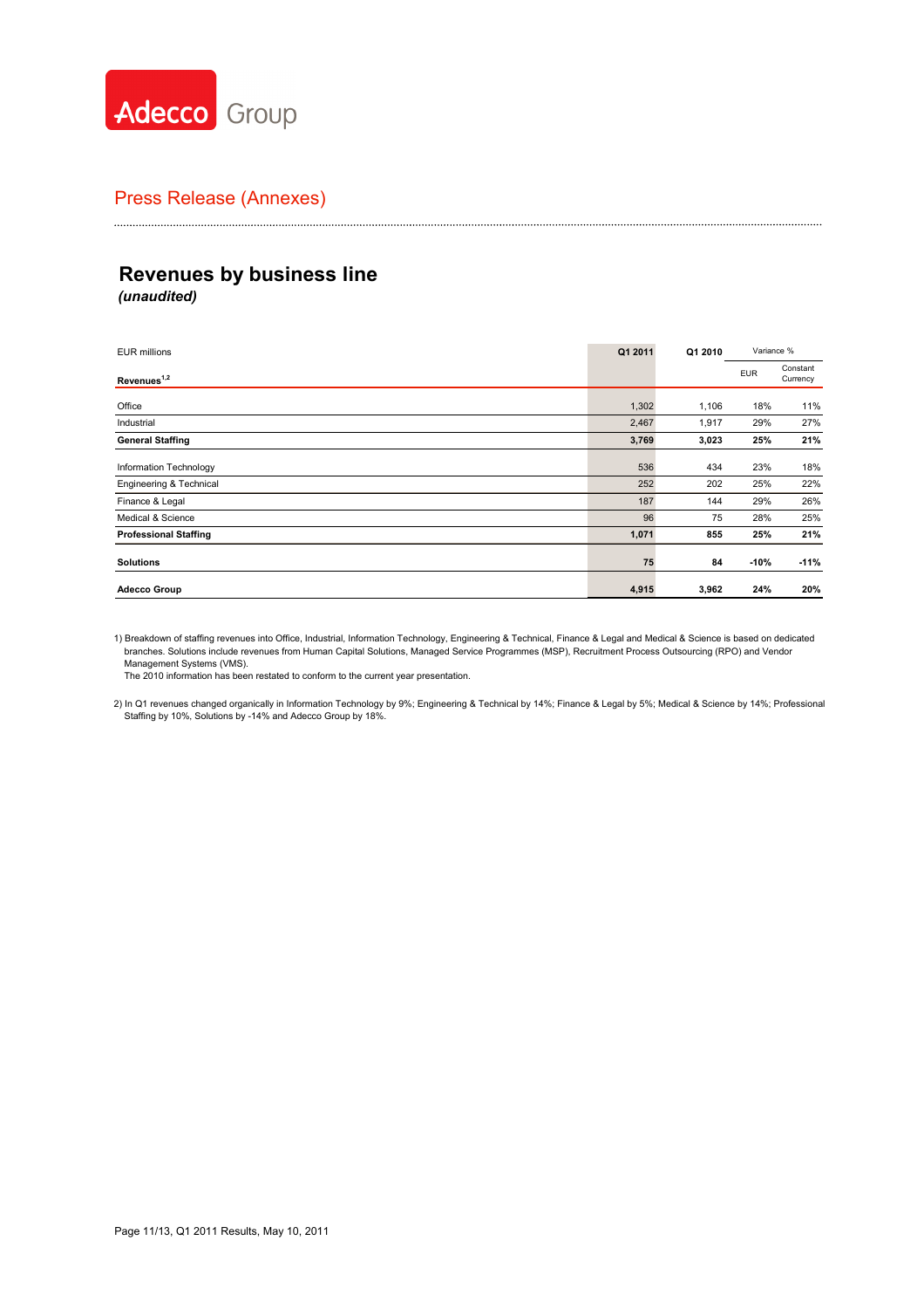Press Release (Annexes)

## Revenues by business line

*(unaudited)*

| EUR millions | Q1 2011 | Q1 2010 | Variance % | |
|---|---|---|---|---|
| **Revenues**[1,2] | | | EUR | Constant Currency |
| Office | 1,302 | 1,106 | 18% | 11% |
| Industrial | 2,467 | 1,917 | 29% | 27% |
| **General Staffing** | **3,769** | **3,023** | **25%** | **21%** |
| Information Technology | 536 | 434 | 23% | 18% |
| Engineering & Technical | 252 | 202 | 25% | 22% |
| Finance & Legal | 187 | 144 | 29% | 26% |
| Medical & Science | 96 | 75 | 28% | 25% |
| **Professional Staffing** | **1,071** | **855** | **25%** | **21%** |
| **Solutions** | **75** | **84** | **-10%** | **-11%** |
| **Adecco Group** | **4,915** | **3,962** | **24%** | **20%** |

1) Breakdown of staffing revenues into Office, Industrial, Information Technology, Engineering & Technical, Finance & Legal and Medical & Science is based on dedicated branches. Solutions include revenues from Human Capital Solutions, Managed Service Programmes (MSP), Recruitment Process Outsourcing (RPO) and Vendor Management Systems (VMS).
The 2010 information has been restated to conform to the current year presentation.

2) In Q1 revenues changed organically in Information Technology by 9%; Engineering & Technical by 14%; Finance & Legal by 5%; Medical & Science by 14%; Professional Staffing by 10%, Solutions by -14% and Adecco Group by 18%.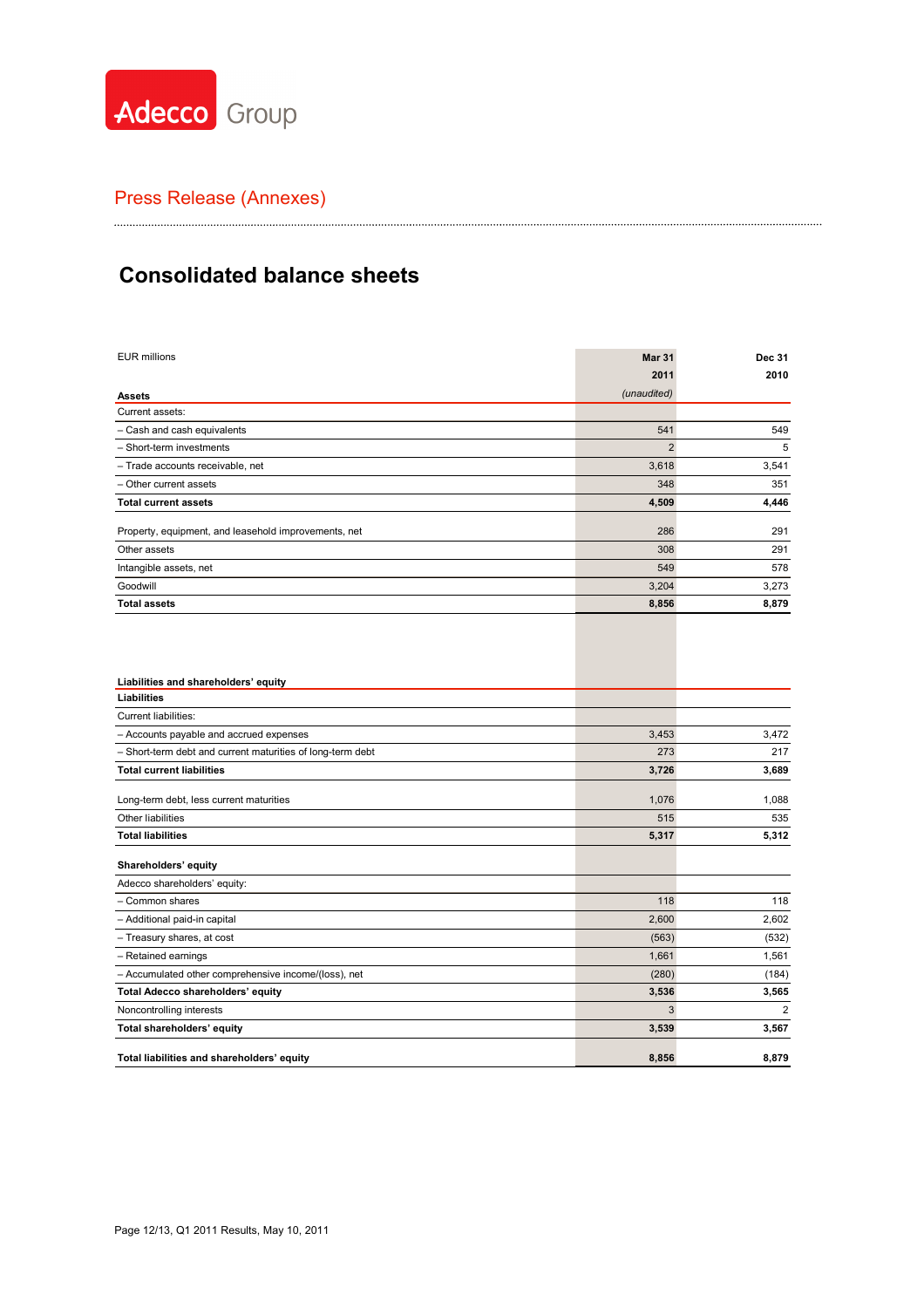Adecco Group

Press Release (Annexes)

# Consolidated balance sheets

| EUR millions | Mar 31 2011 *(unaudited)* | Dec 31 2010 |
|---|---|---|
| **Assets** | | |
| Current assets: | | |
| – Cash and cash equivalents | 541 | 549 |
| – Short-term investments | 2 | 5 |
| – Trade accounts receivable, net | 3,618 | 3,541 |
| – Other current assets | 348 | 351 |
| **Total current assets** | **4,509** | **4,446** |
| Property, equipment, and leasehold improvements, net | 286 | 291 |
| Other assets | 308 | 291 |
| Intangible assets, net | 549 | 578 |
| Goodwill | 3,204 | 3,273 |
| **Total assets** | **8,856** | **8,879** |
| **Liabilities and shareholders' equity** | | |
| **Liabilities** | | |
| Current liabilities: | | |
| – Accounts payable and accrued expenses | 3,453 | 3,472 |
| – Short-term debt and current maturities of long-term debt | 273 | 217 |
| **Total current liabilities** | **3,726** | **3,689** |
| Long-term debt, less current maturities | 1,076 | 1,088 |
| Other liabilities | 515 | 535 |
| **Total liabilities** | **5,317** | **5,312** |
| **Shareholders' equity** | | |
| Adecco shareholders' equity: | | |
| – Common shares | 118 | 118 |
| – Additional paid-in capital | 2,600 | 2,602 |
| – Treasury shares, at cost | (563) | (532) |
| – Retained earnings | 1,661 | 1,561 |
| – Accumulated other comprehensive income/(loss), net | (280) | (184) |
| **Total Adecco shareholders' equity** | **3,536** | **3,565** |
| Noncontrolling interests | 3 | 2 |
| **Total shareholders' equity** | **3,539** | **3,567** |
| **Total liabilities and shareholders' equity** | **8,856** | **8,879** |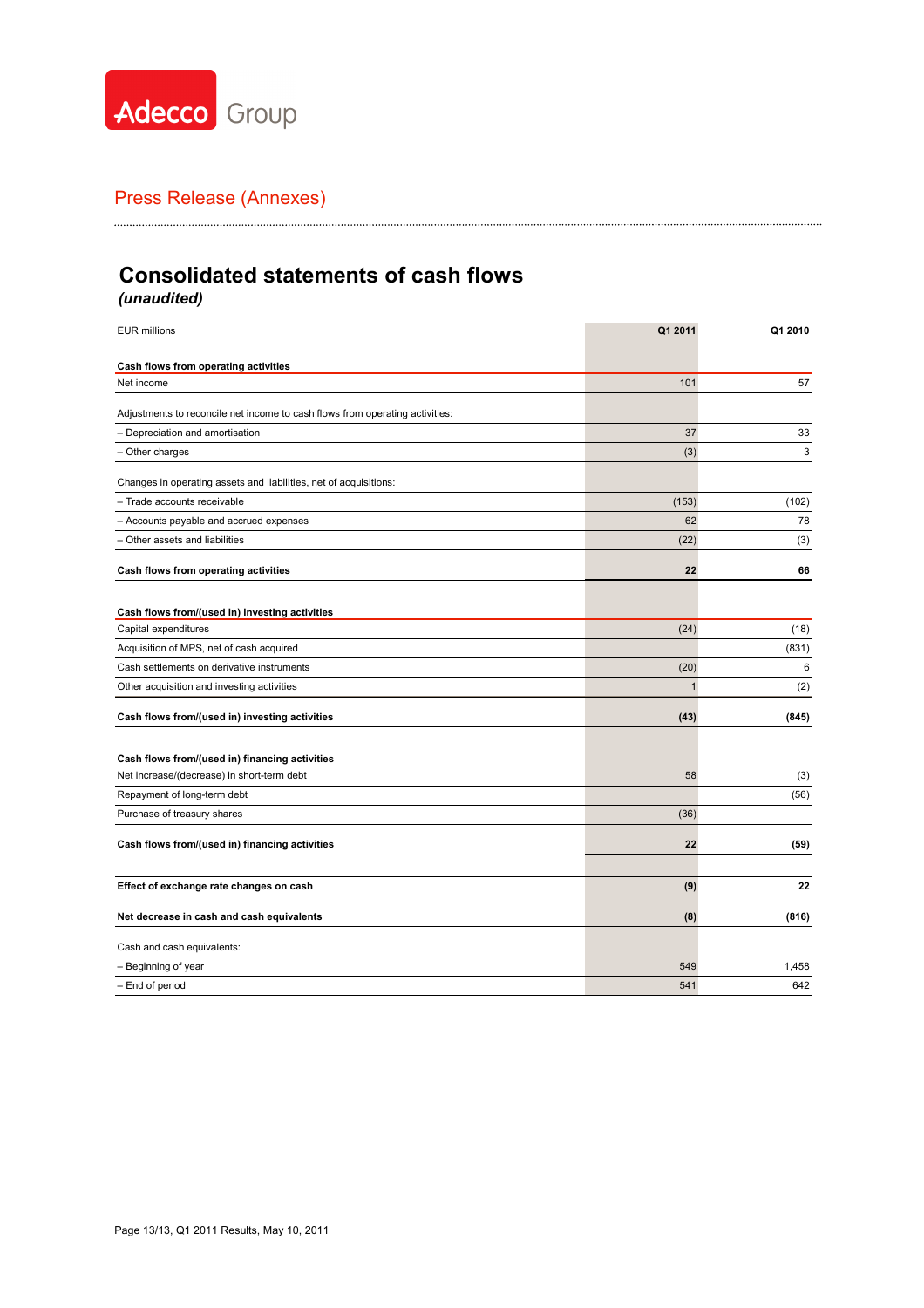Adecco Group

Press Release (Annexes)

# Consolidated statements of cash flows

*(unaudited)*

| EUR millions | Q1 2011 | Q1 2010 |
|---|---|---|
| **Cash flows from operating activities** | | |
| Net income | 101 | 57 |
| Adjustments to reconcile net income to cash flows from operating activities: | | |
| – Depreciation and amortisation | 37 | 33 |
| – Other charges | (3) | 3 |
| Changes in operating assets and liabilities, net of acquisitions: | | |
| – Trade accounts receivable | (153) | (102) |
| – Accounts payable and accrued expenses | 62 | 78 |
| – Other assets and liabilities | (22) | (3) |
| **Cash flows from operating activities** | **22** | **66** |
| **Cash flows from/(used in) investing activities** | | |
| Capital expenditures | (24) | (18) |
| Acquisition of MPS, net of cash acquired | | (831) |
| Cash settlements on derivative instruments | (20) | 6 |
| Other acquisition and investing activities | 1 | (2) |
| **Cash flows from/(used in) investing activities** | **(43)** | **(845)** |
| **Cash flows from/(used in) financing activities** | | |
| Net increase/(decrease) in short-term debt | 58 | (3) |
| Repayment of long-term debt | | (56) |
| Purchase of treasury shares | (36) | |
| **Cash flows from/(used in) financing activities** | **22** | **(59)** |
| **Effect of exchange rate changes on cash** | **(9)** | **22** |
| **Net decrease in cash and cash equivalents** | **(8)** | **(816)** |
| Cash and cash equivalents: | | |
| – Beginning of year | 549 | 1,458 |
| – End of period | 541 | 642 |

Page 13/13, Q1 2011 Results, May 10, 2011